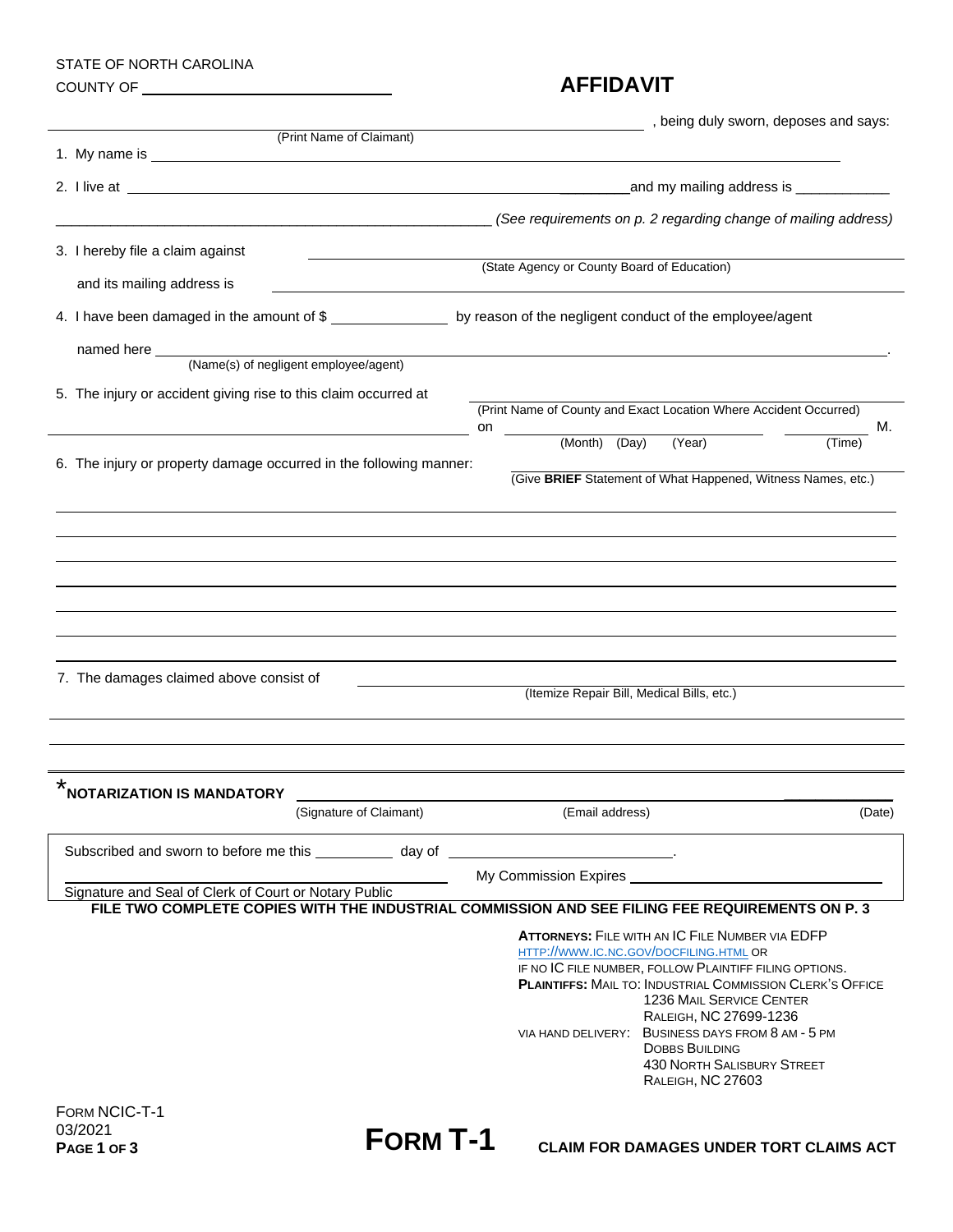STATE OF NORTH CAROLINA

COUNTY OF ______________________________

# AFFIDAVIT

______________________________________________________, being duly sworn, deposes and says:
(Print Name of Claimant)

1. My name is ______________________________________________________

2. I live at ______________________________________________________ and my mailing address is ____________

______________________________________________________ *(See requirements on p. 2 regarding change of mailing address)*

3. I hereby file a claim against ______________________________________________________
(State Agency or County Board of Education)

   and its mailing address is ______________________________________________________

4. I have been damaged in the amount of $ ______________ by reason of the negligent conduct of the employee/agent

   named here ______________________________________________________.
(Name(s) of negligent employee/agent)

5. The injury or accident giving rise to this claim occurred at ______________________________________________________
(Print Name of County and Exact Location Where Accident Occurred)

______________________________________________________ on ______________________ ____________ M.
(Month) (Day) (Year) (Time)

6. The injury or property damage occurred in the following manner: ______________________________________________________
(Give **BRIEF** Statement of What Happened, Witness Names, etc.)

______________________________________________________

______________________________________________________

______________________________________________________

______________________________________________________

______________________________________________________

______________________________________________________

______________________________________________________

7. The damages claimed above consist of ______________________________________________________
(Itemize Repair Bill, Medical Bills, etc.)

______________________________________________________

______________________________________________________

______________________________________________________

***NOTARIZATION IS MANDATORY** ______________________ ______________________ ____________
(Signature of Claimant) (Email address) (Date)

Subscribed and sworn to before me this __________ day of ______________________.

______________________________ My Commission Expires ______________________
Signature and Seal of Clerk of Court or Notary Public

**FILE TWO COMPLETE COPIES WITH THE INDUSTRIAL COMMISSION AND SEE FILING FEE REQUIREMENTS ON P. 3**

**ATTORNEYS:** FILE WITH AN IC FILE NUMBER VIA EDFP HTTP://WWW.IC.NC.GOV/DOCFILING.HTML OR IF NO IC FILE NUMBER, FOLLOW PLAINTIFF FILING OPTIONS.

**PLAINTIFFS:** MAIL TO: INDUSTRIAL COMMISSION CLERK'S OFFICE
1236 MAIL SERVICE CENTER
RALEIGH, NC 27699-1236

VIA HAND DELIVERY: BUSINESS DAYS FROM 8 AM - 5 PM
DOBBS BUILDING
430 NORTH SALISBURY STREET
RALEIGH, NC 27603

FORM NCIC-T-1
03/2021

**FORM T-1**

**CLAIM FOR DAMAGES UNDER TORT CLAIMS ACT**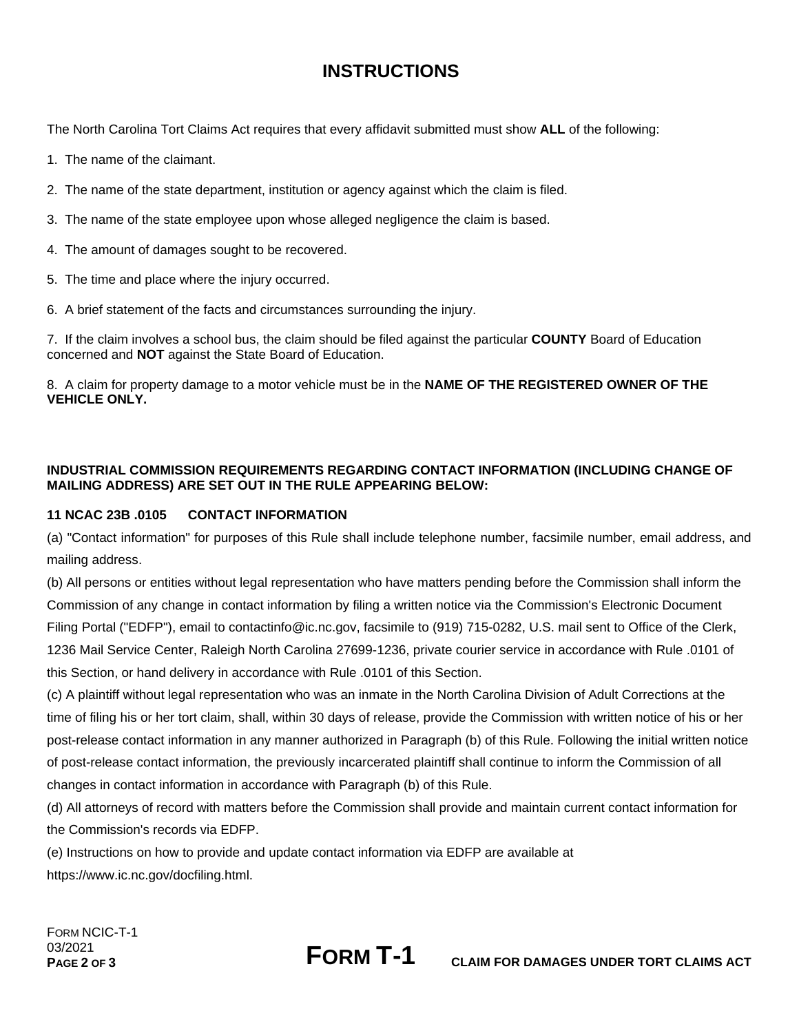# INSTRUCTIONS

The North Carolina Tort Claims Act requires that every affidavit submitted must show **ALL** of the following:

1. The name of the claimant.
2. The name of the state department, institution or agency against which the claim is filed.
3. The name of the state employee upon whose alleged negligence the claim is based.
4. The amount of damages sought to be recovered.
5. The time and place where the injury occurred.
6. A brief statement of the facts and circumstances surrounding the injury.
7. If the claim involves a school bus, the claim should be filed against the particular **COUNTY** Board of Education concerned and **NOT** against the State Board of Education.
8. A claim for property damage to a motor vehicle must be in the **NAME OF THE REGISTERED OWNER OF THE VEHICLE ONLY.**

**INDUSTRIAL COMMISSION REQUIREMENTS REGARDING CONTACT INFORMATION (INCLUDING CHANGE OF MAILING ADDRESS) ARE SET OUT IN THE RULE APPEARING BELOW:**

**11 NCAC 23B .0105 CONTACT INFORMATION**

(a) "Contact information" for purposes of this Rule shall include telephone number, facsimile number, email address, and mailing address.

(b) All persons or entities without legal representation who have matters pending before the Commission shall inform the Commission of any change in contact information by filing a written notice via the Commission's Electronic Document Filing Portal ("EDFP"), email to contactinfo@ic.nc.gov, facsimile to (919) 715-0282, U.S. mail sent to Office of the Clerk, 1236 Mail Service Center, Raleigh North Carolina 27699-1236, private courier service in accordance with Rule .0101 of this Section, or hand delivery in accordance with Rule .0101 of this Section.

(c) A plaintiff without legal representation who was an inmate in the North Carolina Division of Adult Corrections at the time of filing his or her tort claim, shall, within 30 days of release, provide the Commission with written notice of his or her post-release contact information in any manner authorized in Paragraph (b) of this Rule. Following the initial written notice of post-release contact information, the previously incarcerated plaintiff shall continue to inform the Commission of all changes in contact information in accordance with Paragraph (b) of this Rule.

(d) All attorneys of record with matters before the Commission shall provide and maintain current contact information for the Commission's records via EDFP.

(e) Instructions on how to provide and update contact information via EDFP are available at https://www.ic.nc.gov/docfiling.html.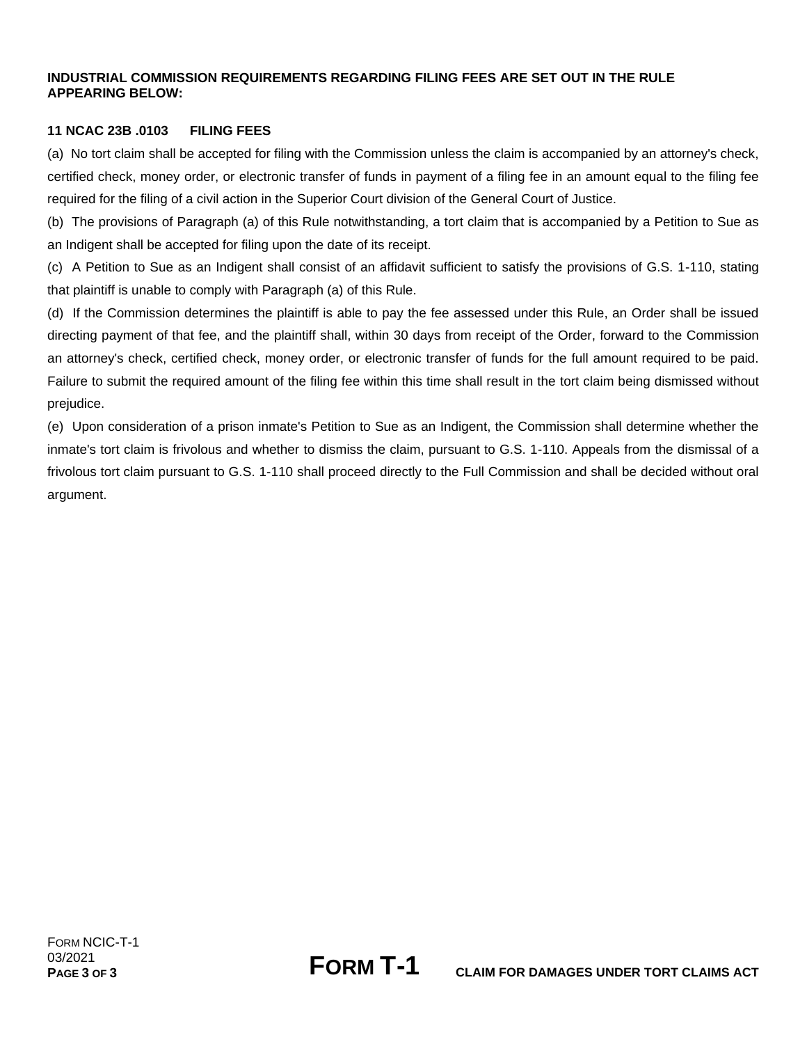**INDUSTRIAL COMMISSION REQUIREMENTS REGARDING FILING FEES ARE SET OUT IN THE RULE APPEARING BELOW:**

**11 NCAC 23B .0103 FILING FEES**

(a) No tort claim shall be accepted for filing with the Commission unless the claim is accompanied by an attorney's check, certified check, money order, or electronic transfer of funds in payment of a filing fee in an amount equal to the filing fee required for the filing of a civil action in the Superior Court division of the General Court of Justice.

(b) The provisions of Paragraph (a) of this Rule notwithstanding, a tort claim that is accompanied by a Petition to Sue as an Indigent shall be accepted for filing upon the date of its receipt.

(c) A Petition to Sue as an Indigent shall consist of an affidavit sufficient to satisfy the provisions of G.S. 1-110, stating that plaintiff is unable to comply with Paragraph (a) of this Rule.

(d) If the Commission determines the plaintiff is able to pay the fee assessed under this Rule, an Order shall be issued directing payment of that fee, and the plaintiff shall, within 30 days from receipt of the Order, forward to the Commission an attorney's check, certified check, money order, or electronic transfer of funds for the full amount required to be paid. Failure to submit the required amount of the filing fee within this time shall result in the tort claim being dismissed without prejudice.

(e) Upon consideration of a prison inmate's Petition to Sue as an Indigent, the Commission shall determine whether the inmate's tort claim is frivolous and whether to dismiss the claim, pursuant to G.S. 1-110. Appeals from the dismissal of a frivolous tort claim pursuant to G.S. 1-110 shall proceed directly to the Full Commission and shall be decided without oral argument.